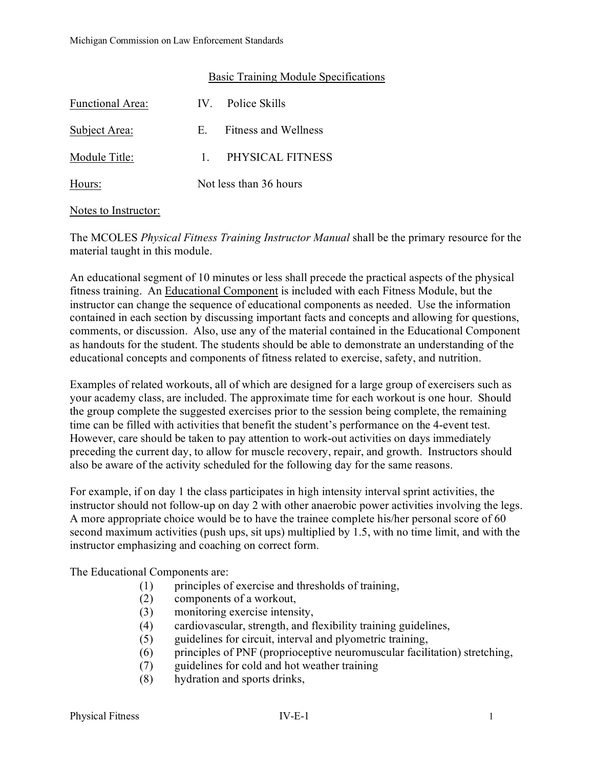Michigan Commission on Law Enforcement Standards

## Basic Training Module Specifications

Functional Area: IV. Police Skills

Subject Area: E. Fitness and Wellness

Module Title: 1. PHYSICAL FITNESS

Hours: Not less than 36 hours

Notes to Instructor:

The MCOLES *Physical Fitness Training Instructor Manual* shall be the primary resource for the material taught in this module.

An educational segment of 10 minutes or less shall precede the practical aspects of the physical fitness training. An Educational Component is included with each Fitness Module, but the instructor can change the sequence of educational components as needed. Use the information contained in each section by discussing important facts and concepts and allowing for questions, comments, or discussion. Also, use any of the material contained in the Educational Component as handouts for the student. The students should be able to demonstrate an understanding of the educational concepts and components of fitness related to exercise, safety, and nutrition.

Examples of related workouts, all of which are designed for a large group of exercisers such as your academy class, are included. The approximate time for each workout is one hour. Should the group complete the suggested exercises prior to the session being complete, the remaining time can be filled with activities that benefit the student's performance on the 4-event test. However, care should be taken to pay attention to work-out activities on days immediately preceding the current day, to allow for muscle recovery, repair, and growth. Instructors should also be aware of the activity scheduled for the following day for the same reasons.

For example, if on day 1 the class participates in high intensity interval sprint activities, the instructor should not follow-up on day 2 with other anaerobic power activities involving the legs. A more appropriate choice would be to have the trainee complete his/her personal score of 60 second maximum activities (push ups, sit ups) multiplied by 1.5, with no time limit, and with the instructor emphasizing and coaching on correct form.

The Educational Components are:

(1) principles of exercise and thresholds of training,
(2) components of a workout,
(3) monitoring exercise intensity,
(4) cardiovascular, strength, and flexibility training guidelines,
(5) guidelines for circuit, interval and plyometric training,
(6) principles of PNF (proprioceptive neuromuscular facilitation) stretching,
(7) guidelines for cold and hot weather training
(8) hydration and sports drinks,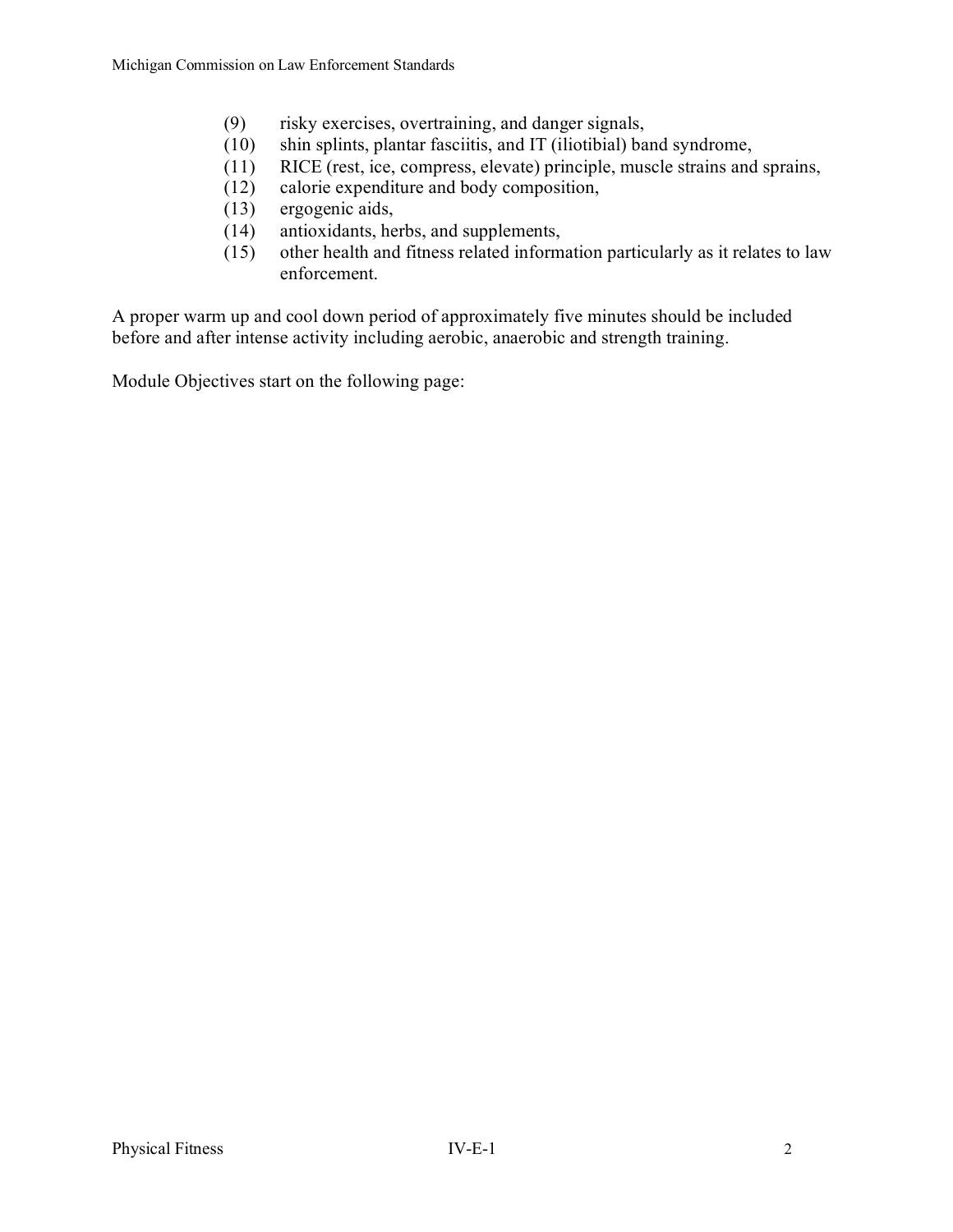(9) risky exercises, overtraining, and danger signals,
(10) shin splints, plantar fasciitis, and IT (iliotibial) band syndrome,
(11) RICE (rest, ice, compress, elevate) principle, muscle strains and sprains,
(12) calorie expenditure and body composition,
(13) ergogenic aids,
(14) antioxidants, herbs, and supplements,
(15) other health and fitness related information particularly as it relates to law enforcement.

A proper warm up and cool down period of approximately five minutes should be included before and after intense activity including aerobic, anaerobic and strength training.

Module Objectives start on the following page: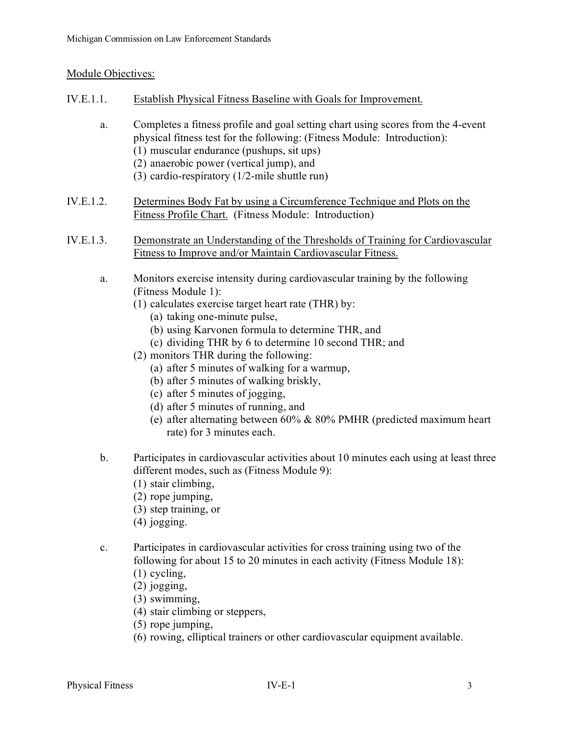Module Objectives:

IV.E.1.1. Establish Physical Fitness Baseline with Goals for Improvement.

a. Completes a fitness profile and goal setting chart using scores from the 4-event physical fitness test for the following: (Fitness Module: Introduction):
   (1) muscular endurance (pushups, sit ups)
   (2) anaerobic power (vertical jump), and
   (3) cardio-respiratory (1/2-mile shuttle run)

IV.E.1.2. Determines Body Fat by using a Circumference Technique and Plots on the Fitness Profile Chart. (Fitness Module: Introduction)

IV.E.1.3. Demonstrate an Understanding of the Thresholds of Training for Cardiovascular Fitness to Improve and/or Maintain Cardiovascular Fitness.

a. Monitors exercise intensity during cardiovascular training by the following (Fitness Module 1):
   (1) calculates exercise target heart rate (THR) by:
      (a) taking one-minute pulse,
      (b) using Karvonen formula to determine THR, and
      (c) dividing THR by 6 to determine 10 second THR; and
   (2) monitors THR during the following:
      (a) after 5 minutes of walking for a warmup,
      (b) after 5 minutes of walking briskly,
      (c) after 5 minutes of jogging,
      (d) after 5 minutes of running, and
      (e) after alternating between 60% & 80% PMHR (predicted maximum heart rate) for 3 minutes each.

b. Participates in cardiovascular activities about 10 minutes each using at least three different modes, such as (Fitness Module 9):
   (1) stair climbing,
   (2) rope jumping,
   (3) step training, or
   (4) jogging.

c. Participates in cardiovascular activities for cross training using two of the following for about 15 to 20 minutes in each activity (Fitness Module 18):
   (1) cycling,
   (2) jogging,
   (3) swimming,
   (4) stair climbing or steppers,
   (5) rope jumping,
   (6) rowing, elliptical trainers or other cardiovascular equipment available.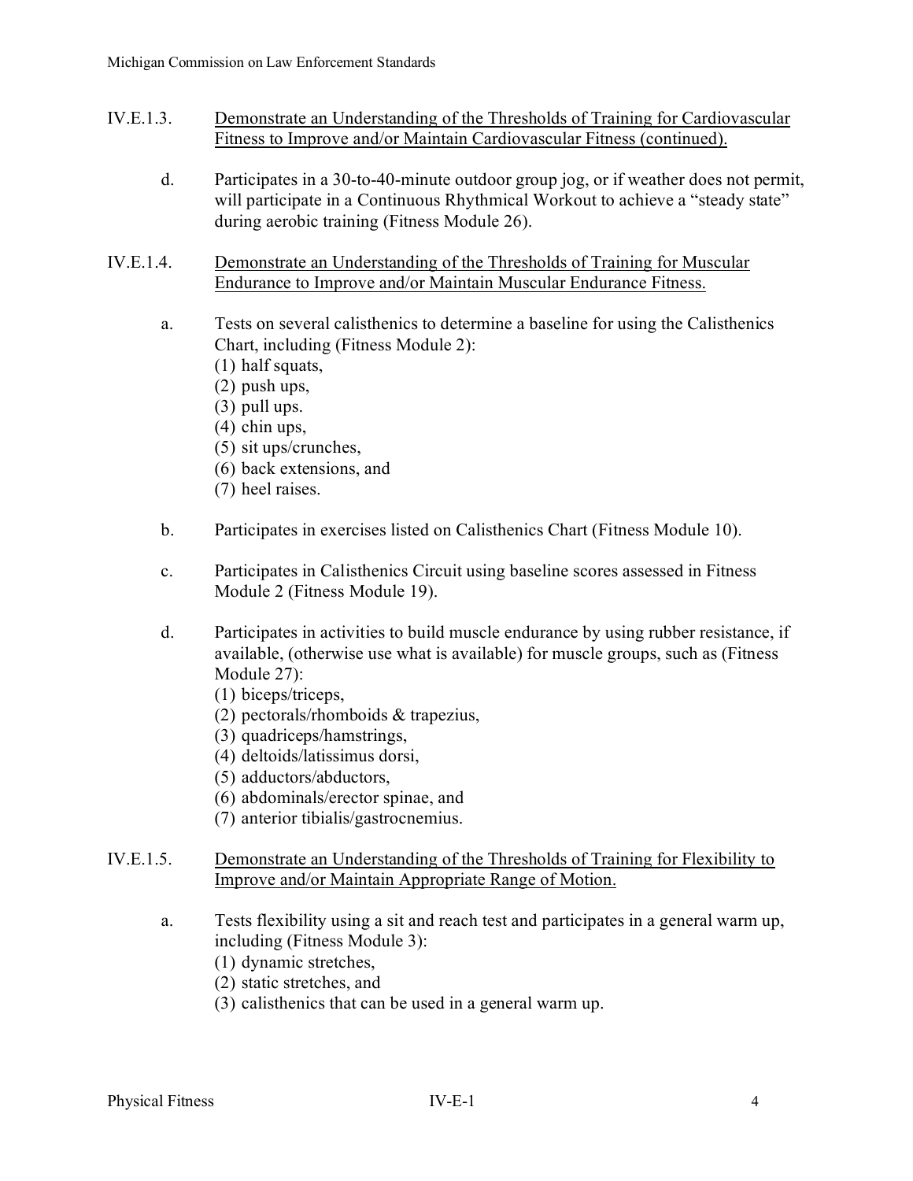IV.E.1.3. <u>Demonstrate an Understanding of the Thresholds of Training for Cardiovascular Fitness to Improve and/or Maintain Cardiovascular Fitness (continued).</u>

d. Participates in a 30-to-40-minute outdoor group jog, or if weather does not permit, will participate in a Continuous Rhythmical Workout to achieve a "steady state" during aerobic training (Fitness Module 26).

IV.E.1.4. <u>Demonstrate an Understanding of the Thresholds of Training for Muscular Endurance to Improve and/or Maintain Muscular Endurance Fitness.</u>

a. Tests on several calisthenics to determine a baseline for using the Calisthenics Chart, including (Fitness Module 2):
   (1) half squats,
   (2) push ups,
   (3) pull ups.
   (4) chin ups,
   (5) sit ups/crunches,
   (6) back extensions, and
   (7) heel raises.

b. Participates in exercises listed on Calisthenics Chart (Fitness Module 10).

c. Participates in Calisthenics Circuit using baseline scores assessed in Fitness Module 2 (Fitness Module 19).

d. Participates in activities to build muscle endurance by using rubber resistance, if available, (otherwise use what is available) for muscle groups, such as (Fitness Module 27):
   (1) biceps/triceps,
   (2) pectorals/rhomboids & trapezius,
   (3) quadriceps/hamstrings,
   (4) deltoids/latissimus dorsi,
   (5) adductors/abductors,
   (6) abdominals/erector spinae, and
   (7) anterior tibialis/gastrocnemius.

IV.E.1.5. <u>Demonstrate an Understanding of the Thresholds of Training for Flexibility to Improve and/or Maintain Appropriate Range of Motion.</u>

a. Tests flexibility using a sit and reach test and participates in a general warm up, including (Fitness Module 3):
   (1) dynamic stretches,
   (2) static stretches, and
   (3) calisthenics that can be used in a general warm up.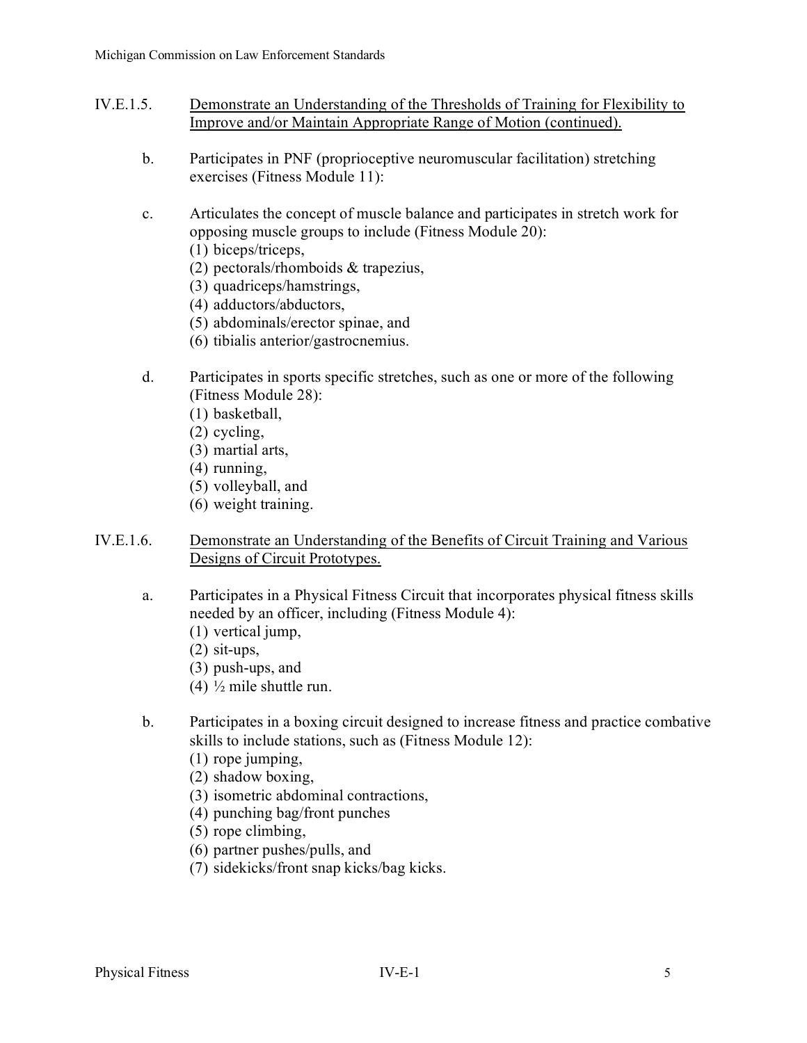## IV.E.1.5. Demonstrate an Understanding of the Thresholds of Training for Flexibility to Improve and/or Maintain Appropriate Range of Motion (continued).

b. Participates in PNF (proprioceptive neuromuscular facilitation) stretching exercises (Fitness Module 11):

c. Articulates the concept of muscle balance and participates in stretch work for opposing muscle groups to include (Fitness Module 20):
   (1) biceps/triceps,
   (2) pectorals/rhomboids & trapezius,
   (3) quadriceps/hamstrings,
   (4) adductors/abductors,
   (5) abdominals/erector spinae, and
   (6) tibialis anterior/gastrocnemius.

d. Participates in sports specific stretches, such as one or more of the following (Fitness Module 28):
   (1) basketball,
   (2) cycling,
   (3) martial arts,
   (4) running,
   (5) volleyball, and
   (6) weight training.

## IV.E.1.6. Demonstrate an Understanding of the Benefits of Circuit Training and Various Designs of Circuit Prototypes.

a. Participates in a Physical Fitness Circuit that incorporates physical fitness skills needed by an officer, including (Fitness Module 4):
   (1) vertical jump,
   (2) sit-ups,
   (3) push-ups, and
   (4) ½ mile shuttle run.

b. Participates in a boxing circuit designed to increase fitness and practice combative skills to include stations, such as (Fitness Module 12):
   (1) rope jumping,
   (2) shadow boxing,
   (3) isometric abdominal contractions,
   (4) punching bag/front punches
   (5) rope climbing,
   (6) partner pushes/pulls, and
   (7) sidekicks/front snap kicks/bag kicks.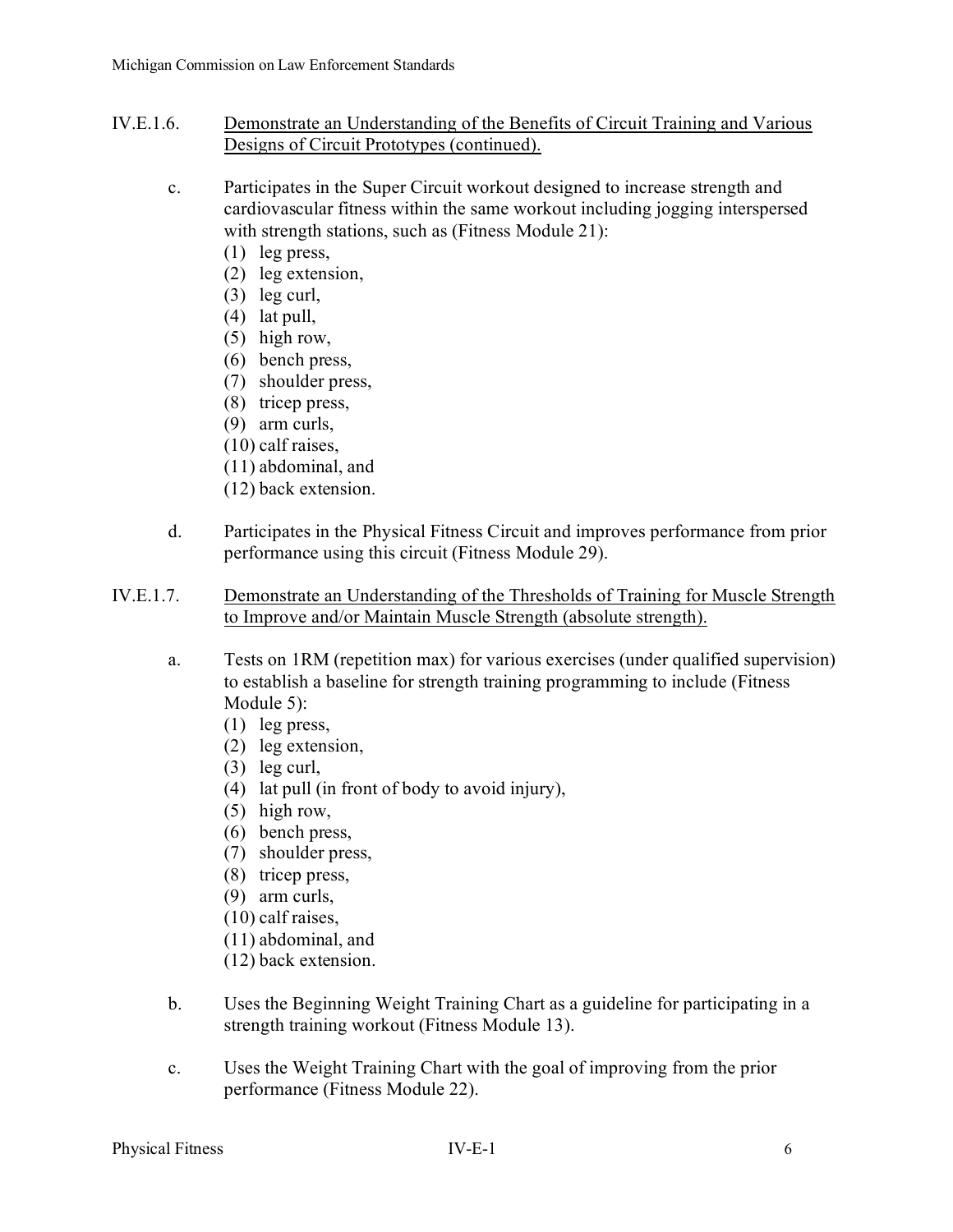IV.E.1.6. <u>Demonstrate an Understanding of the Benefits of Circuit Training and Various Designs of Circuit Prototypes (continued).</u>

c. Participates in the Super Circuit workout designed to increase strength and cardiovascular fitness within the same workout including jogging interspersed with strength stations, such as (Fitness Module 21):
   (1) leg press,
   (2) leg extension,
   (3) leg curl,
   (4) lat pull,
   (5) high row,
   (6) bench press,
   (7) shoulder press,
   (8) tricep press,
   (9) arm curls,
   (10) calf raises,
   (11) abdominal, and
   (12) back extension.

d. Participates in the Physical Fitness Circuit and improves performance from prior performance using this circuit (Fitness Module 29).

IV.E.1.7. <u>Demonstrate an Understanding of the Thresholds of Training for Muscle Strength to Improve and/or Maintain Muscle Strength (absolute strength).</u>

a. Tests on 1RM (repetition max) for various exercises (under qualified supervision) to establish a baseline for strength training programming to include (Fitness Module 5):
   (1) leg press,
   (2) leg extension,
   (3) leg curl,
   (4) lat pull (in front of body to avoid injury),
   (5) high row,
   (6) bench press,
   (7) shoulder press,
   (8) tricep press,
   (9) arm curls,
   (10) calf raises,
   (11) abdominal, and
   (12) back extension.

b. Uses the Beginning Weight Training Chart as a guideline for participating in a strength training workout (Fitness Module 13).

c. Uses the Weight Training Chart with the goal of improving from the prior performance (Fitness Module 22).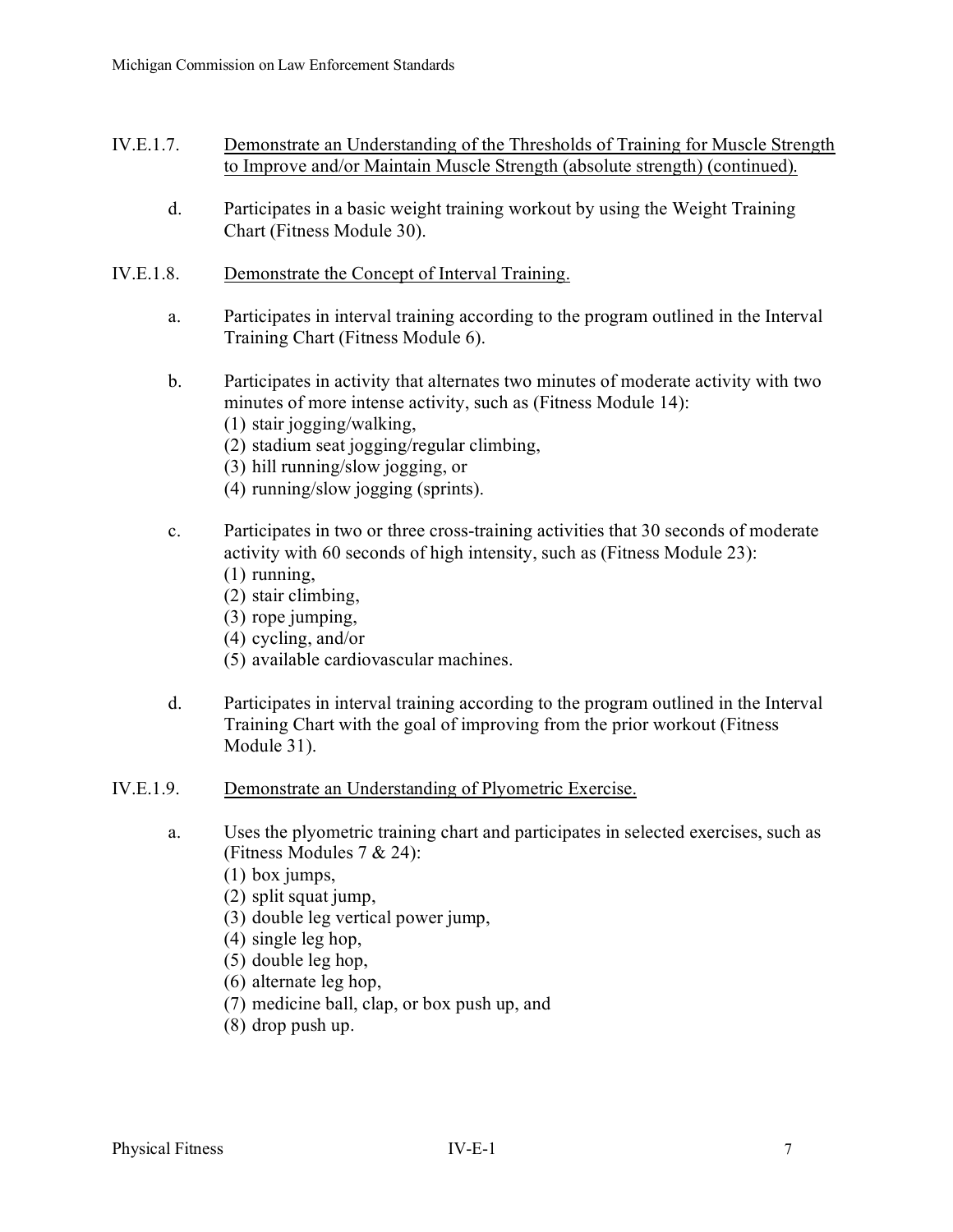IV.E.1.7. <u>Demonstrate an Understanding of the Thresholds of Training for Muscle Strength to Improve and/or Maintain Muscle Strength (absolute strength) (continued).</u>

d. Participates in a basic weight training workout by using the Weight Training Chart (Fitness Module 30).

IV.E.1.8. <u>Demonstrate the Concept of Interval Training.</u>

a. Participates in interval training according to the program outlined in the Interval Training Chart (Fitness Module 6).

b. Participates in activity that alternates two minutes of moderate activity with two minutes of more intense activity, such as (Fitness Module 14):
   (1) stair jogging/walking,
   (2) stadium seat jogging/regular climbing,
   (3) hill running/slow jogging, or
   (4) running/slow jogging (sprints).

c. Participates in two or three cross-training activities that 30 seconds of moderate activity with 60 seconds of high intensity, such as (Fitness Module 23):
   (1) running,
   (2) stair climbing,
   (3) rope jumping,
   (4) cycling, and/or
   (5) available cardiovascular machines.

d. Participates in interval training according to the program outlined in the Interval Training Chart with the goal of improving from the prior workout (Fitness Module 31).

IV.E.1.9. <u>Demonstrate an Understanding of Plyometric Exercise.</u>

a. Uses the plyometric training chart and participates in selected exercises, such as (Fitness Modules 7 & 24):
   (1) box jumps,
   (2) split squat jump,
   (3) double leg vertical power jump,
   (4) single leg hop,
   (5) double leg hop,
   (6) alternate leg hop,
   (7) medicine ball, clap, or box push up, and
   (8) drop push up.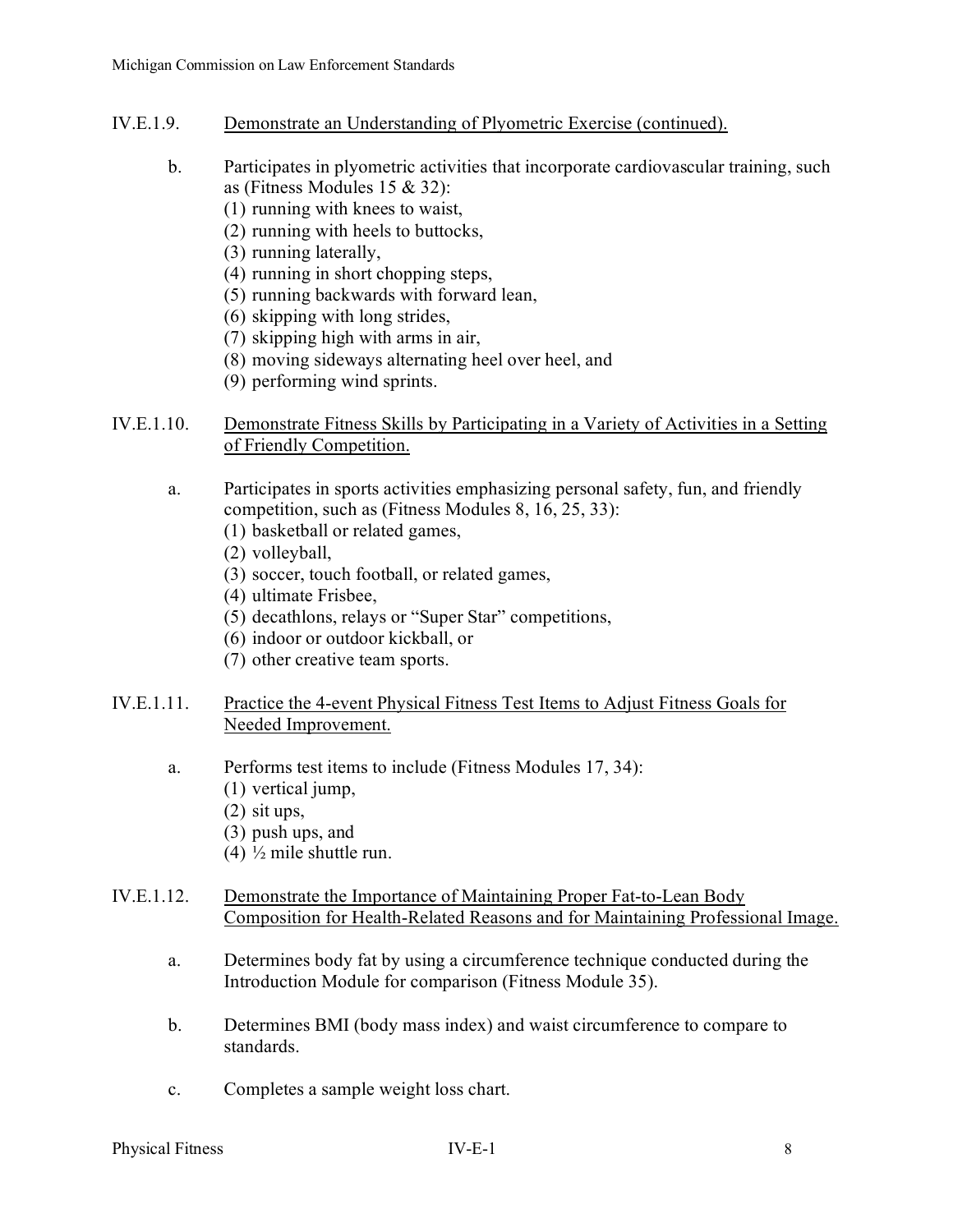## IV.E.1.9. <u>Demonstrate an Understanding of Plyometric Exercise (continued).</u>

b. Participates in plyometric activities that incorporate cardiovascular training, such as (Fitness Modules 15 & 32):
   (1) running with knees to waist,
   (2) running with heels to buttocks,
   (3) running laterally,
   (4) running in short chopping steps,
   (5) running backwards with forward lean,
   (6) skipping with long strides,
   (7) skipping high with arms in air,
   (8) moving sideways alternating heel over heel, and
   (9) performing wind sprints.

## IV.E.1.10. <u>Demonstrate Fitness Skills by Participating in a Variety of Activities in a Setting of Friendly Competition.</u>

a. Participates in sports activities emphasizing personal safety, fun, and friendly competition, such as (Fitness Modules 8, 16, 25, 33):
   (1) basketball or related games,
   (2) volleyball,
   (3) soccer, touch football, or related games,
   (4) ultimate Frisbee,
   (5) decathlons, relays or "Super Star" competitions,
   (6) indoor or outdoor kickball, or
   (7) other creative team sports.

## IV.E.1.11. <u>Practice the 4-event Physical Fitness Test Items to Adjust Fitness Goals for Needed Improvement.</u>

a. Performs test items to include (Fitness Modules 17, 34):
   (1) vertical jump,
   (2) sit ups,
   (3) push ups, and
   (4) ½ mile shuttle run.

## IV.E.1.12. <u>Demonstrate the Importance of Maintaining Proper Fat-to-Lean Body Composition for Health-Related Reasons and for Maintaining Professional Image.</u>

a. Determines body fat by using a circumference technique conducted during the Introduction Module for comparison (Fitness Module 35).

b. Determines BMI (body mass index) and waist circumference to compare to standards.

c. Completes a sample weight loss chart.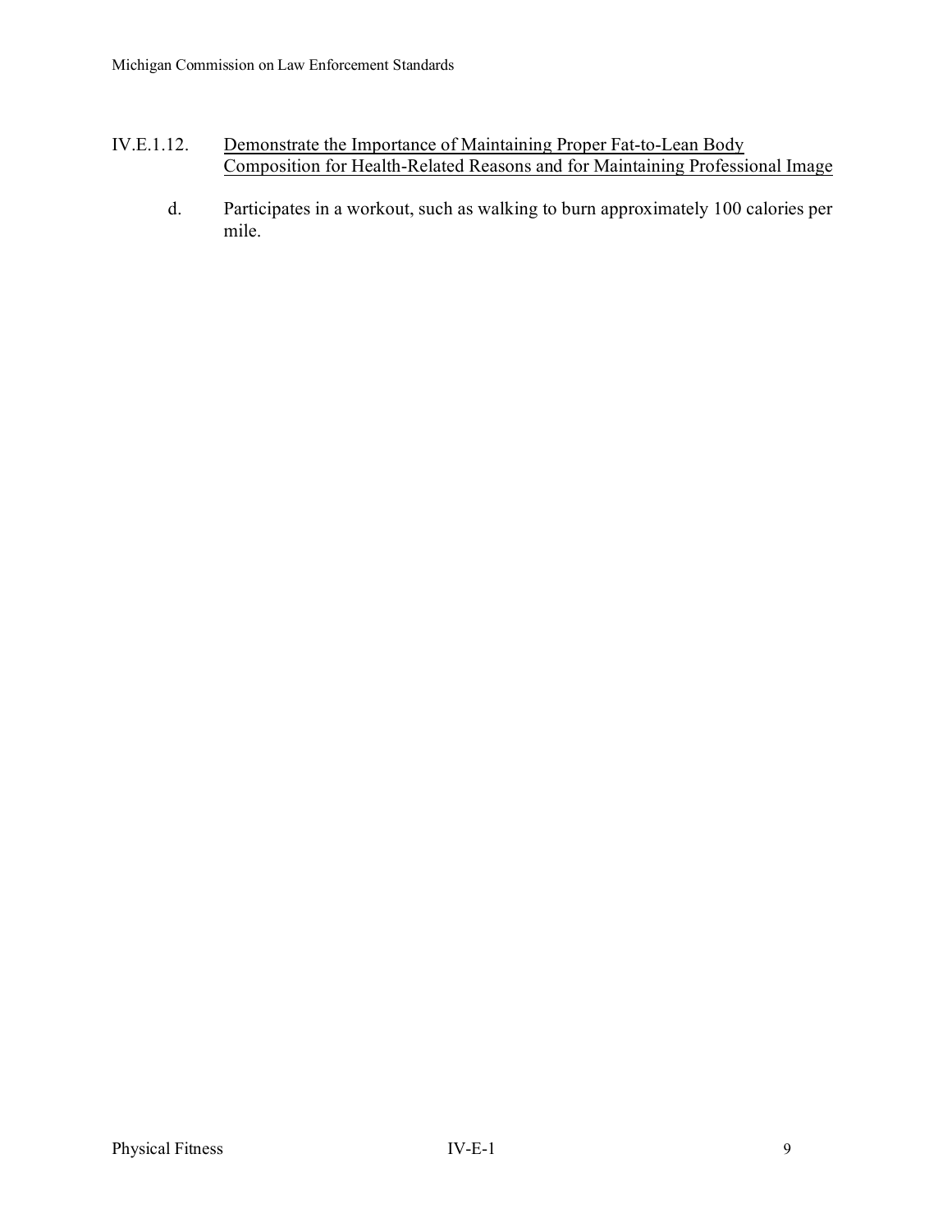IV.E.1.12. Demonstrate the Importance of Maintaining Proper Fat-to-Lean Body Composition for Health-Related Reasons and for Maintaining Professional Image

d. Participates in a workout, such as walking to burn approximately 100 calories per mile.